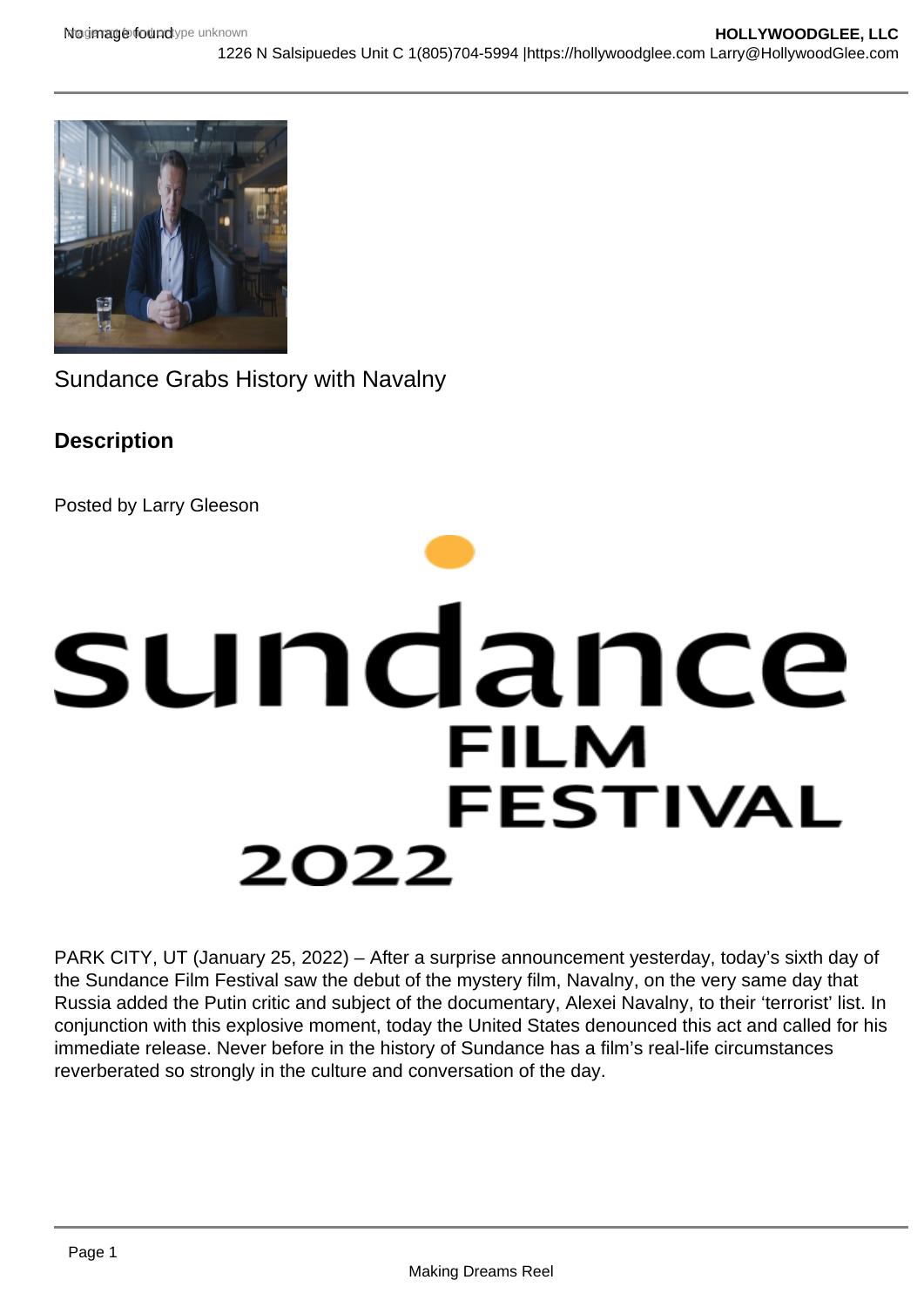Sundance Grabs History with Navalny

## Description

Posted by Larry Gleeson

PARK CITY, UT (January 25, 2022) – After a surprise announcement yesterday, today's sixth day of the Sundance Film Festival saw the debut of the mystery film, Navalny, on the very same day that Russia added the Putin critic and subject of the documentary, Alexei Navalny, to their 'terrorist' list. In conjunction with this explosive moment, today the United States denounced this act and called for his immediate release. Never before in the history of Sundance has a film's real-life circumstances reverberated so strongly in the culture and conversation of the day.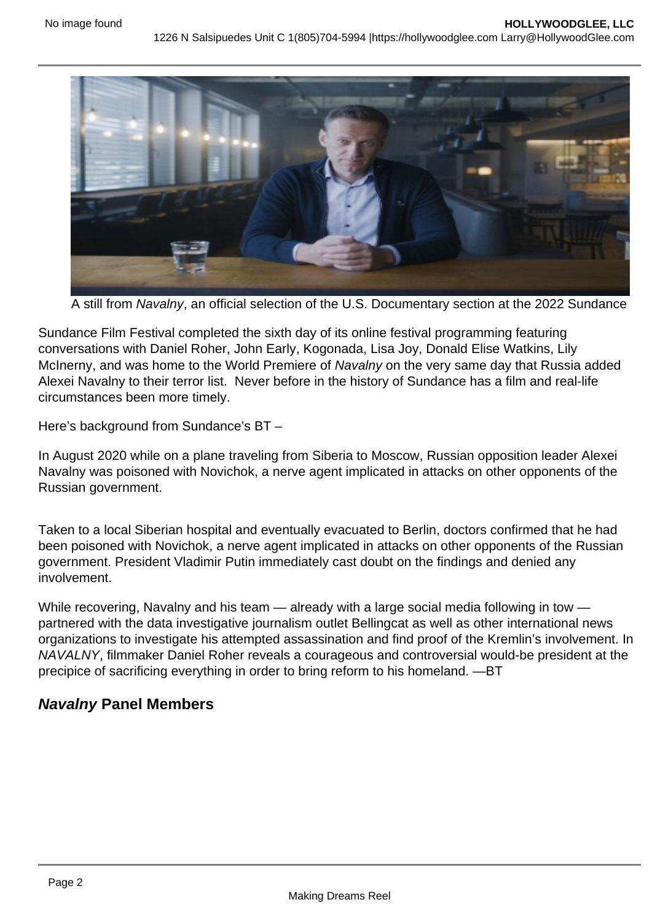A still from *Navalny*, an official selection of the U.S. Documentary section at the 2022 Sundance

Sundance Film Festival completed the sixth day of its online festival programming featuring conversations with Daniel Roher, John Early, Kogonada, Lisa Joy, Donald Elise Watkins, Lily McInerny, and was home to the World Premiere of *Navalny* on the very same day that Russia added Alexei Navalny to their terror list.  Never before in the history of Sundance has a film and real-life circumstances been more timely.

Here's background from Sundance's BT –

In August 2020 while on a plane traveling from Siberia to Moscow, Russian opposition leader Alexei Navalny was poisoned with Novichok, a nerve agent implicated in attacks on other opponents of the Russian government.

Taken to a local Siberian hospital and eventually evacuated to Berlin, doctors confirmed that he had been poisoned with Novichok, a nerve agent implicated in attacks on other opponents of the Russian government. President Vladimir Putin immediately cast doubt on the findings and denied any involvement.

While recovering, Navalny and his team — already with a large social media following in tow — partnered with the data investigative journalism outlet Bellingcat as well as other international news organizations to investigate his attempted assassination and find proof of the Kremlin's involvement. In *NAVALNY*, filmmaker Daniel Roher reveals a courageous and controversial would-be president at the precipice of sacrificing everything in order to bring reform to his homeland. —BT

## ***Navalny*** **Panel Members**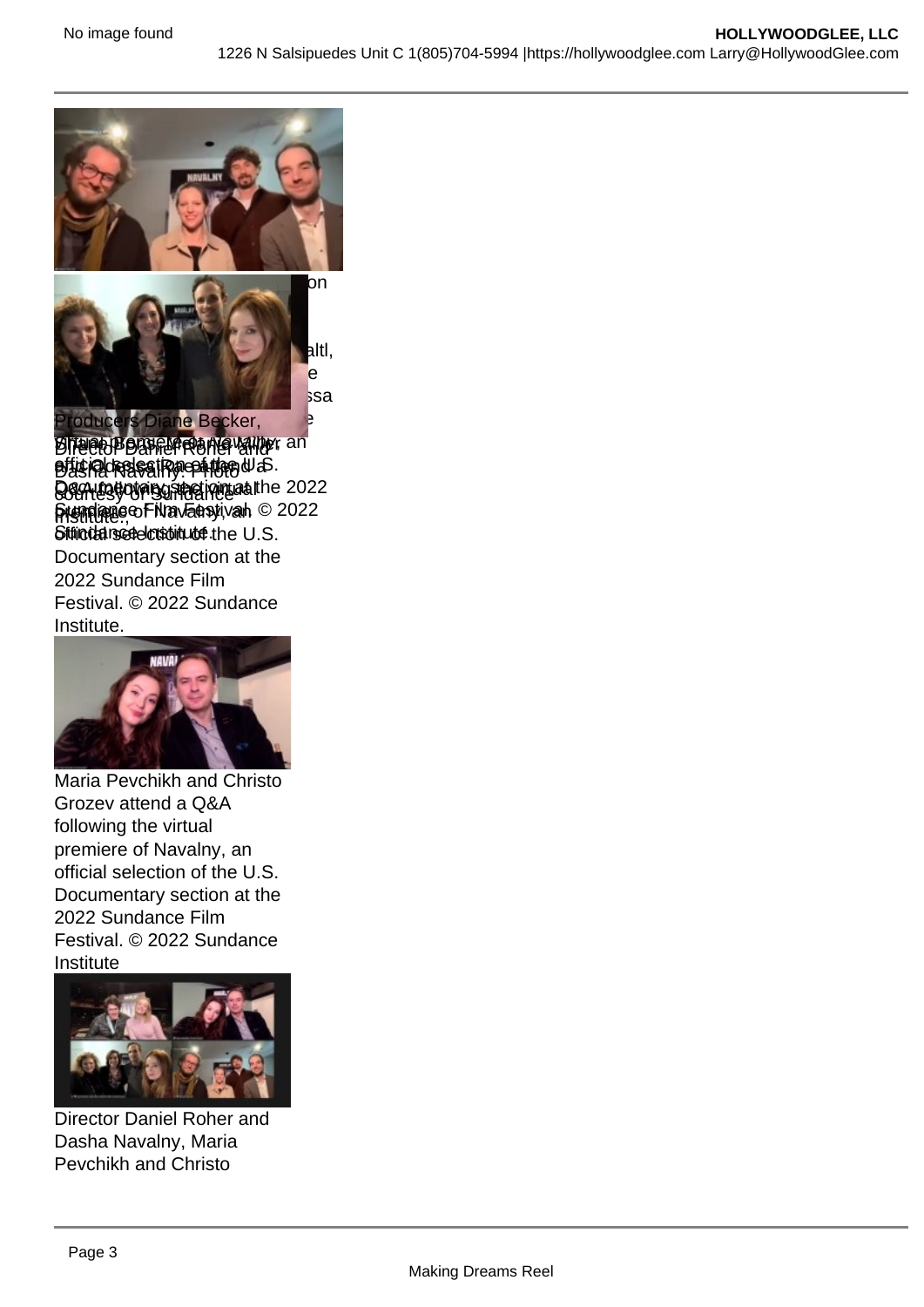Producers Diane Becker, Melanie Miller, Shane Boris and Odessa Rae attend the virtual premiere of Navalny, an official selection of the U.S. Documentary section at the 2022 Sundance Film Festival. © 2022 Sundance Institute.

Director Daniel Roher and Dasha Navalny. Photo courtesy of Sundance Institute.

Maria Pevchikh and Christo Grozev attend a Q&A following the virtual premiere of Navalny, an official selection of the U.S. Documentary section at the 2022 Sundance Film Festival. © 2022 Sundance Institute

Director Daniel Roher and Dasha Navalny, Maria Pevchikh and Christo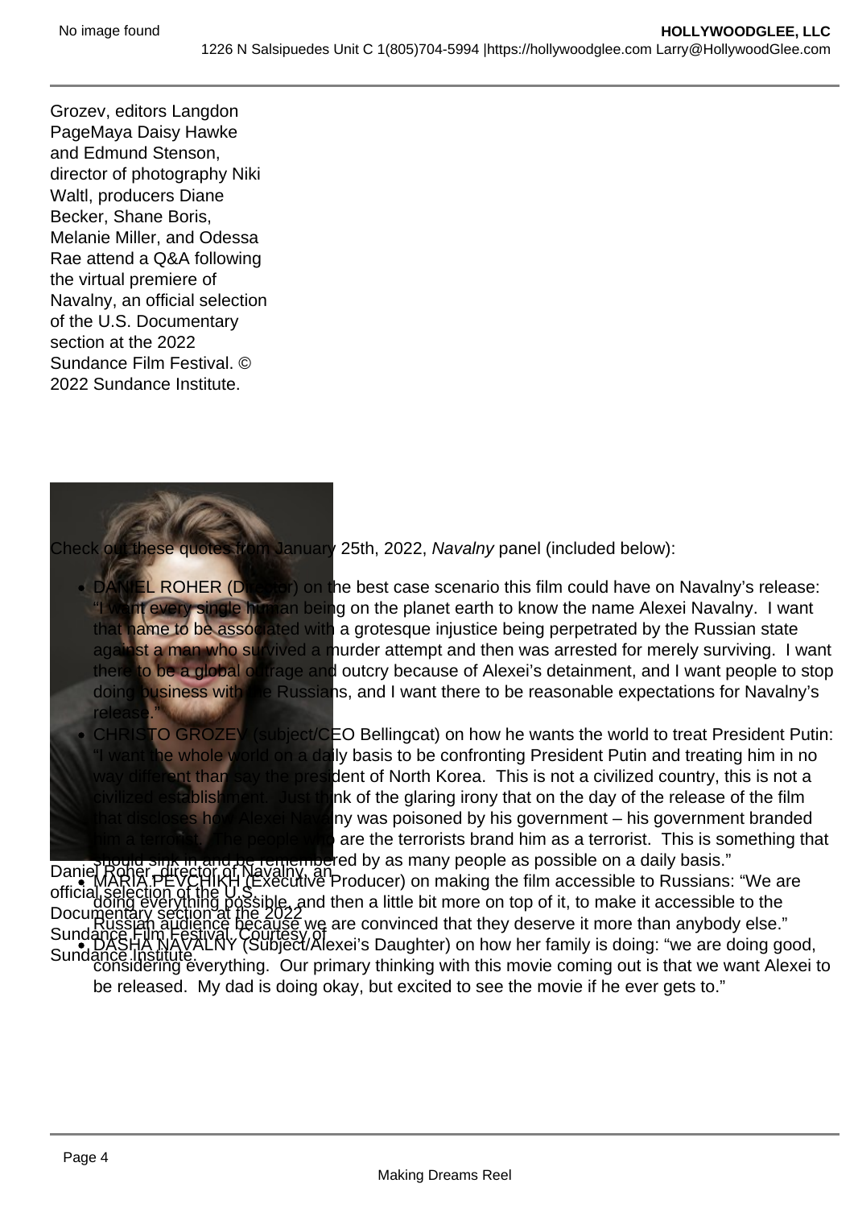Grozev, editors Langdon PageMaya Daisy Hawke and Edmund Stenson, director of photography Niki Waltl, producers Diane Becker, Shane Boris, Melanie Miller, and Odessa Rae attend a Q&A following the virtual premiere of Navalny, an official selection of the U.S. Documentary section at the 2022 Sundance Film Festival. © 2022 Sundance Institute.

Daniel Roher, director of Navalny, an official selection of the U.S. Documentary section at the 2022 Sundance Film Festival. Courtesy of Sundance Institute.

Check out these quotes from January 25th, 2022, *Navalny* panel (included below):

- DANIEL ROHER (Director) on the best case scenario this film could have on Navalny's release: "I want every single human being on the planet earth to know the name Alexei Navalny. I want that name to be associated with a grotesque injustice being perpetrated by the Russian state against a man who survived a murder attempt and then was arrested for merely surviving. I want there to be a global outrage and outcry because of Alexei's detainment, and I want people to stop doing business with the Russians, and I want there to be reasonable expectations for Navalny's release."
- CHRISTO GROZEV (subject/CEO Bellingcat) on how he wants the world to treat President Putin: "I want the whole world on a daily basis to be confronting President Putin and treating him in no way different than say the president of North Korea. This is not a civilized country, this is not a civilized establishment. Just think of the glaring irony that on the day of the release of the film that discloses how Alexei Navalny was poisoned by his government – his government branded him a terrorist. The people who are the terrorists brand him as a terrorist. This is something that should sink in and be remembered by as many people as possible on a daily basis."
- MARIA PEVCHIKH (Executive Producer) on making the film accessible to Russians: "We are doing everything possible, and then a little bit more on top of it, to make it accessible to the Russian audience because we are convinced that they deserve it more than anybody else."
- DASHA NAVALNY (Subject/Alexei's Daughter) on how her family is doing: "we are doing good, considering everything. Our primary thinking with this movie coming out is that we want Alexei to be released. My dad is doing okay, but excited to see the movie if he ever gets to."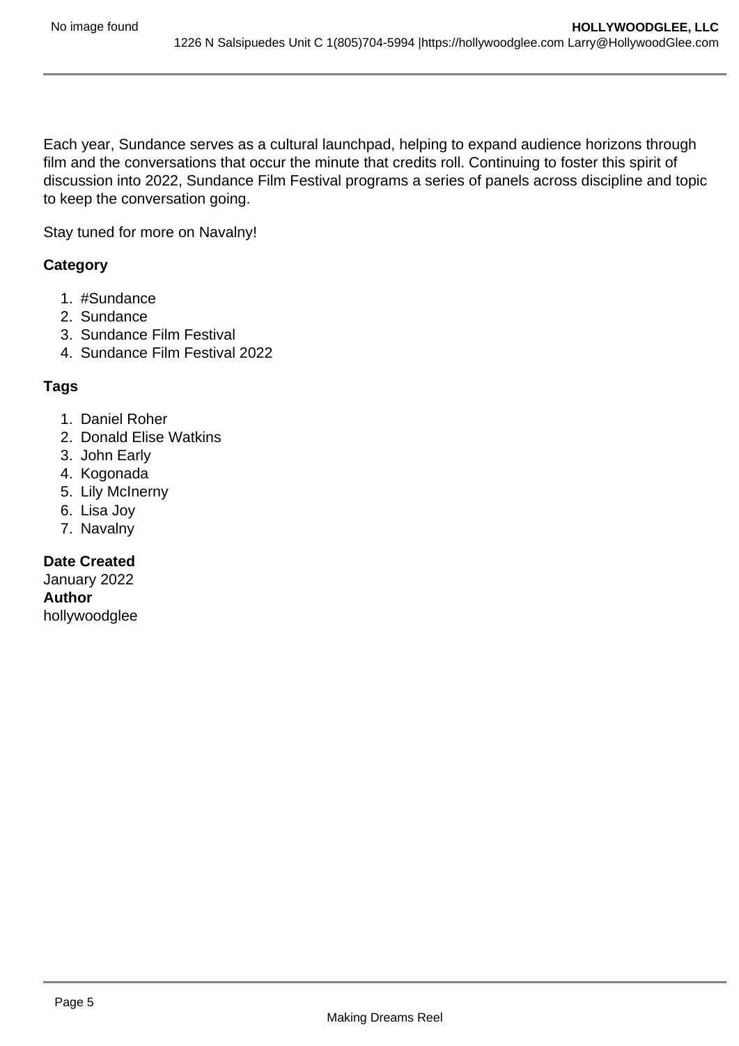Each year, Sundance serves as a cultural launchpad, helping to expand audience horizons through film and the conversations that occur the minute that credits roll. Continuing to foster this spirit of discussion into 2022, Sundance Film Festival programs a series of panels across discipline and topic to keep the conversation going.

Stay tuned for more on Navalny!

**Category**

1. #Sundance
2. Sundance
3. Sundance Film Festival
4. Sundance Film Festival 2022

**Tags**

1. Daniel Roher
2. Donald Elise Watkins
3. John Early
4. Kogonada
5. Lily McInerny
6. Lisa Joy
7. Navalny

**Date Created**
January 2022
**Author**
hollywoodglee